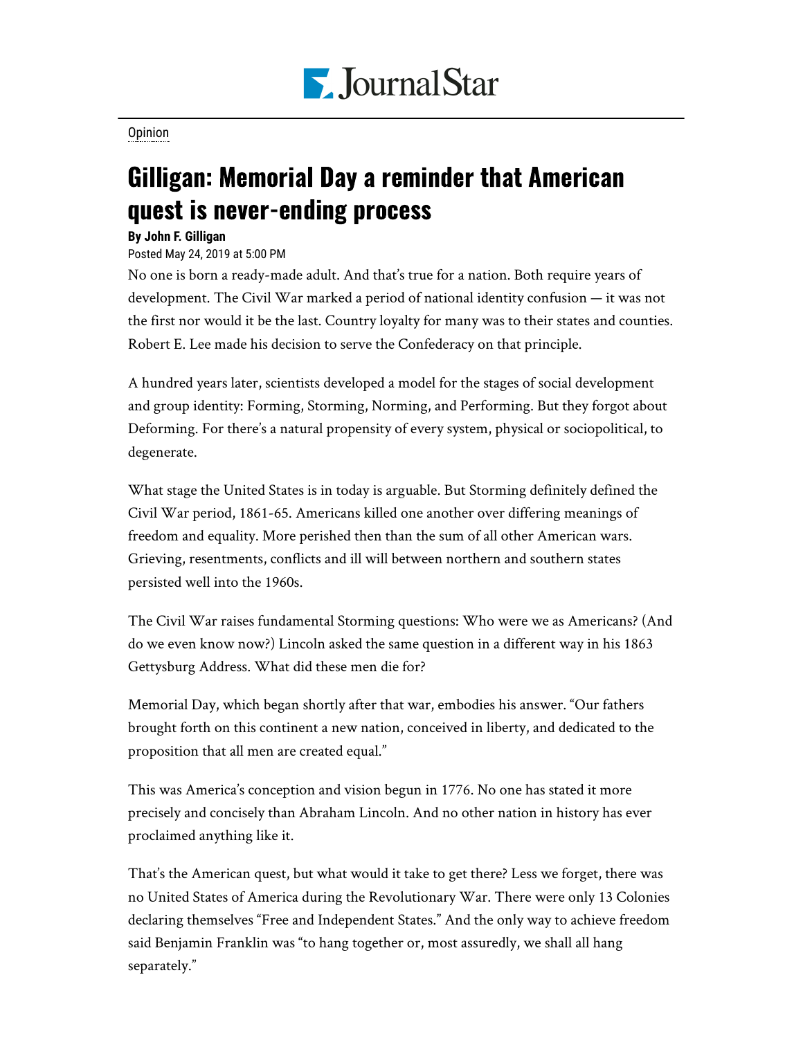Opinion

# Gilligan: Memorial Day a reminder that American quest is never-ending process

**By John F. Gilligan**

Posted May 24, 2019 at 5:00 PM

No one is born a ready-made adult. And that's true for a nation. Both require years of development. The Civil War marked a period of national identity confusion — it was not the first nor would it be the last. Country loyalty for many was to their states and counties. Robert E. Lee made his decision to serve the Confederacy on that principle.

A hundred years later, scientists developed a model for the stages of social development and group identity: Forming, Storming, Norming, and Performing. But they forgot about Deforming. For there's a natural propensity of every system, physical or sociopolitical, to degenerate.

What stage the United States is in today is arguable. But Storming definitely defined the Civil War period, 1861-65. Americans killed one another over differing meanings of freedom and equality. More perished then than the sum of all other American wars. Grieving, resentments, conflicts and ill will between northern and southern states persisted well into the 1960s.

The Civil War raises fundamental Storming questions: Who were we as Americans? (And do we even know now?) Lincoln asked the same question in a different way in his 1863 Gettysburg Address. What did these men die for?

Memorial Day, which began shortly after that war, embodies his answer. "Our fathers brought forth on this continent a new nation, conceived in liberty, and dedicated to the proposition that all men are created equal."

This was America's conception and vision begun in 1776. No one has stated it more precisely and concisely than Abraham Lincoln. And no other nation in history has ever proclaimed anything like it.

That's the American quest, but what would it take to get there? Less we forget, there was no United States of America during the Revolutionary War. There were only 13 Colonies declaring themselves "Free and Independent States." And the only way to achieve freedom said Benjamin Franklin was "to hang together or, most assuredly, we shall all hang separately."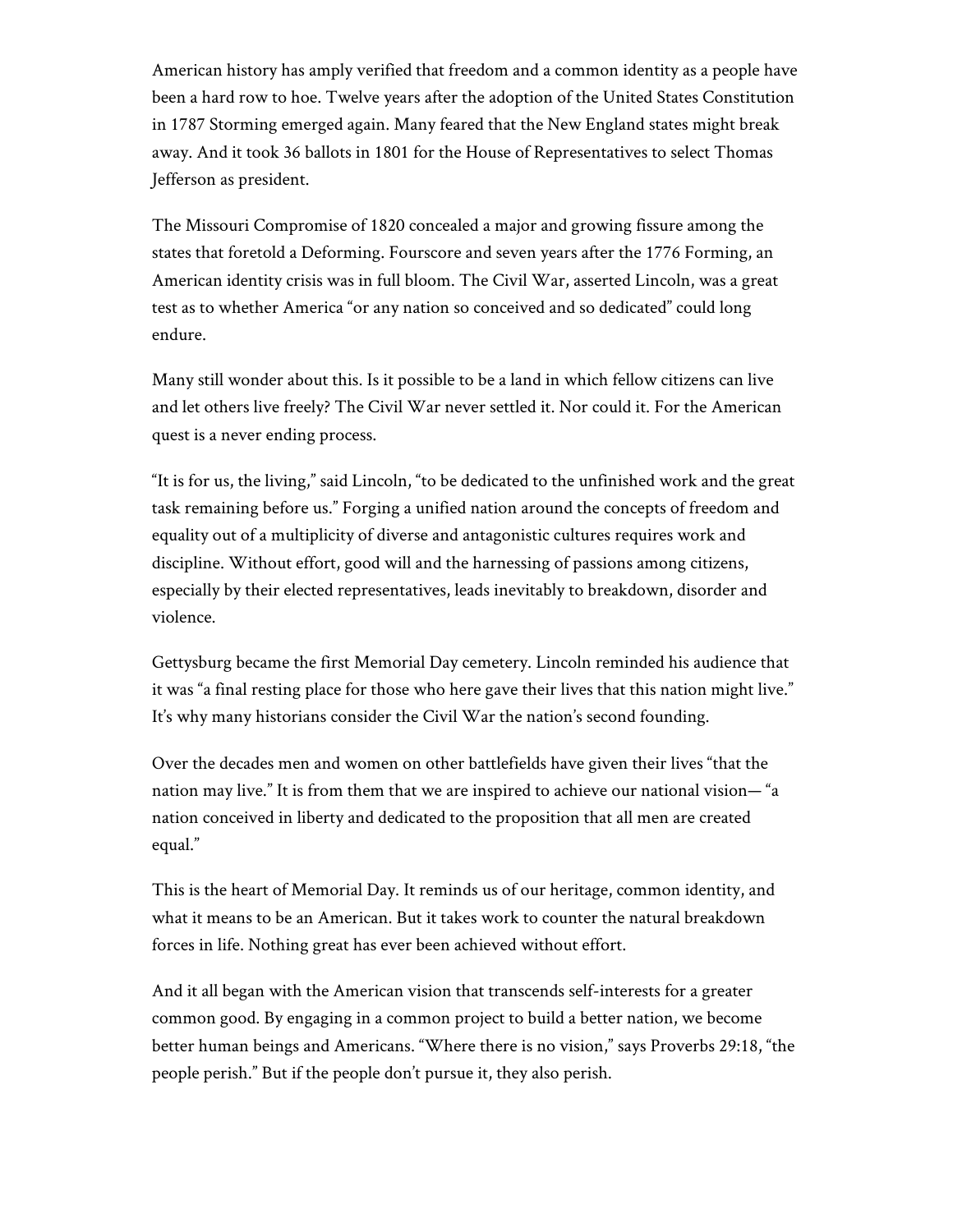American history has amply verified that freedom and a common identity as a people have been a hard row to hoe. Twelve years after the adoption of the United States Constitution in 1787 Storming emerged again. Many feared that the New England states might break away. And it took 36 ballots in 1801 for the House of Representatives to select Thomas Jefferson as president.

The Missouri Compromise of 1820 concealed a major and growing fissure among the states that foretold a Deforming. Fourscore and seven years after the 1776 Forming, an American identity crisis was in full bloom. The Civil War, asserted Lincoln, was a great test as to whether America "or any nation so conceived and so dedicated" could long endure.

Many still wonder about this. Is it possible to be a land in which fellow citizens can live and let others live freely? The Civil War never settled it. Nor could it. For the American quest is a never ending process.

"It is for us, the living," said Lincoln, "to be dedicated to the unfinished work and the great task remaining before us." Forging a unified nation around the concepts of freedom and equality out of a multiplicity of diverse and antagonistic cultures requires work and discipline. Without effort, good will and the harnessing of passions among citizens, especially by their elected representatives, leads inevitably to breakdown, disorder and violence.

Gettysburg became the first Memorial Day cemetery. Lincoln reminded his audience that it was "a final resting place for those who here gave their lives that this nation might live." It's why many historians consider the Civil War the nation's second founding.

Over the decades men and women on other battlefields have given their lives "that the nation may live." It is from them that we are inspired to achieve our national vision— "a nation conceived in liberty and dedicated to the proposition that all men are created equal."

This is the heart of Memorial Day. It reminds us of our heritage, common identity, and what it means to be an American. But it takes work to counter the natural breakdown forces in life. Nothing great has ever been achieved without effort.

And it all began with the American vision that transcends self-interests for a greater common good. By engaging in a common project to build a better nation, we become better human beings and Americans. "Where there is no vision," says Proverbs 29:18, "the people perish." But if the people don't pursue it, they also perish.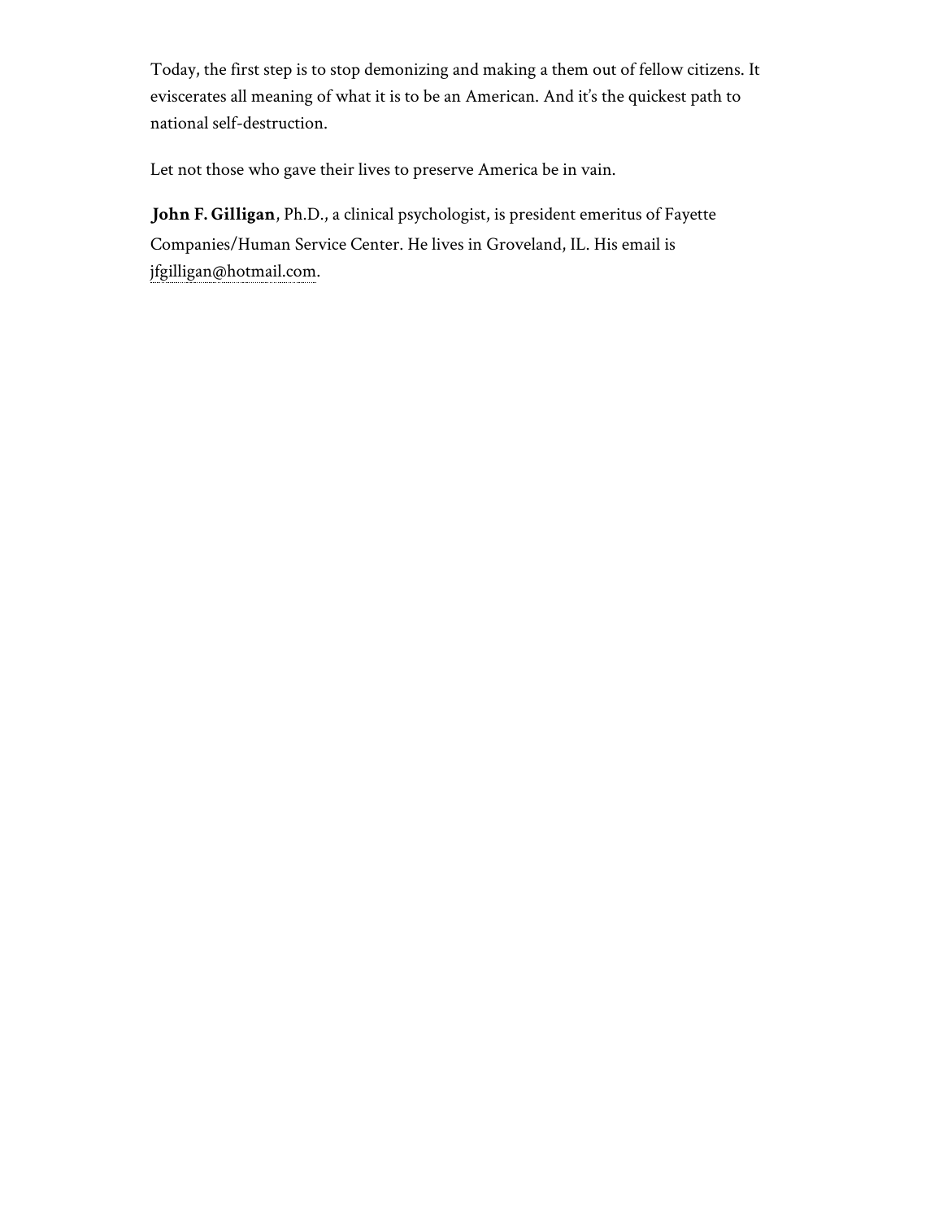Today, the first step is to stop demonizing and making a them out of fellow citizens. It eviscerates all meaning of what it is to be an American. And it's the quickest path to national self-destruction.

Let not those who gave their lives to preserve America be in vain.

**John F. Gilligan**, Ph.D., a clinical psychologist, is president emeritus of Fayette Companies/Human Service Center. He lives in Groveland, IL. His email is jfgilligan@hotmail.com.